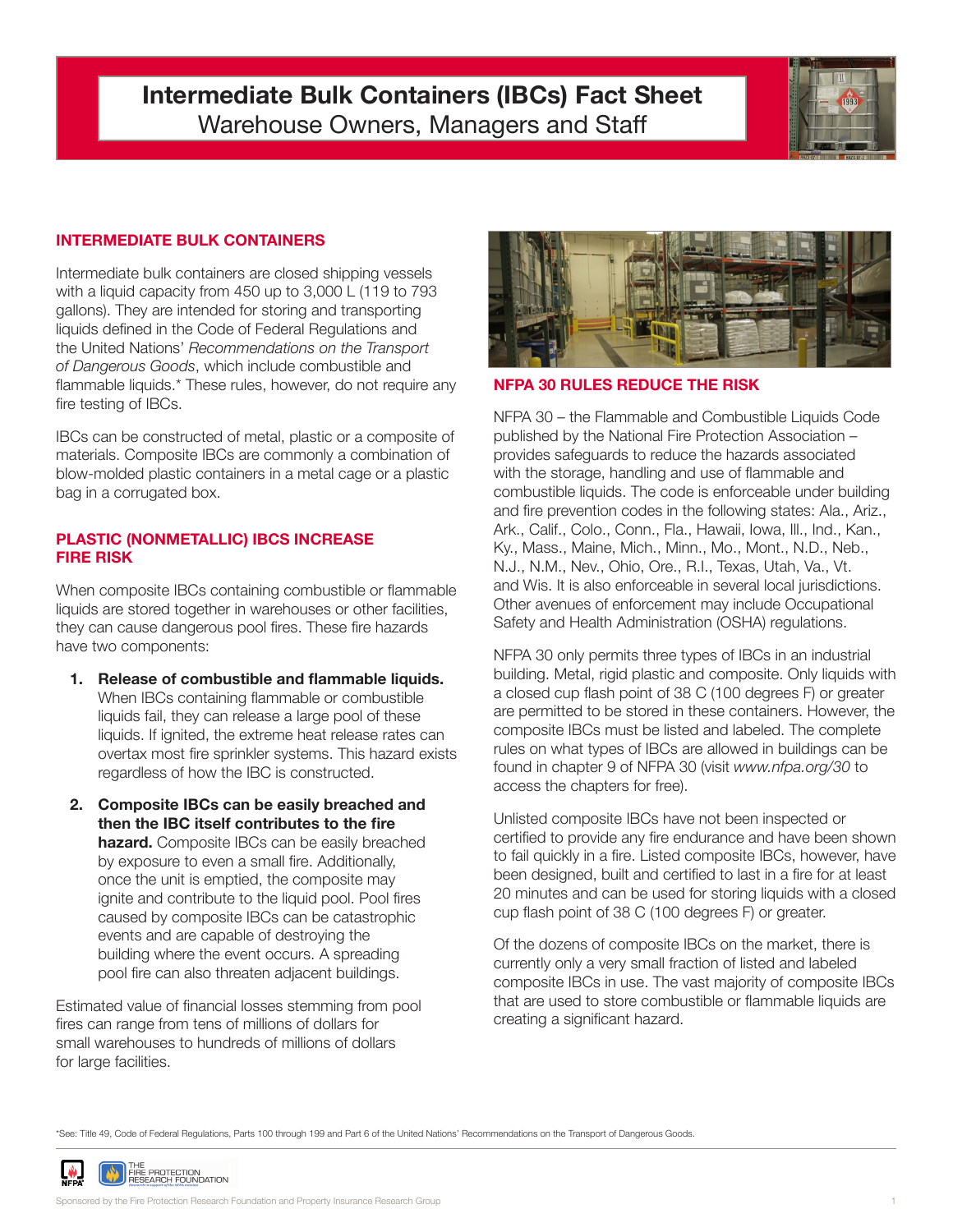# Intermediate Bulk Containers (IBCs) Fact Sheet

## Warehouse Owners, Managers and Staff

### INTERMEDIATE BULK CONTAINERS

Intermediate bulk containers are closed shipping vessels with a liquid capacity from 450 up to 3,000 L (119 to 793 gallons). They are intended for storing and transporting liquids defined in the Code of Federal Regulations and the United Nations' *Recommendations on the Transport of Dangerous Goods*, which include combustible and flammable liquids.* These rules, however, do not require any fire testing of IBCs.

IBCs can be constructed of metal, plastic or a composite of materials. Composite IBCs are commonly a combination of blow-molded plastic containers in a metal cage or a plastic bag in a corrugated box.

### PLASTIC (NONMETALLIC) IBCS INCREASE FIRE RISK

When composite IBCs containing combustible or flammable liquids are stored together in warehouses or other facilities, they can cause dangerous pool fires. These fire hazards have two components:

1. **Release of combustible and flammable liquids.** When IBCs containing flammable or combustible liquids fail, they can release a large pool of these liquids. If ignited, the extreme heat release rates can overtax most fire sprinkler systems. This hazard exists regardless of how the IBC is constructed.
2. **Composite IBCs can be easily breached and then the IBC itself contributes to the fire hazard.** Composite IBCs can be easily breached by exposure to even a small fire. Additionally, once the unit is emptied, the composite may ignite and contribute to the liquid pool. Pool fires caused by composite IBCs can be catastrophic events and are capable of destroying the building where the event occurs. A spreading pool fire can also threaten adjacent buildings.

Estimated value of financial losses stemming from pool fires can range from tens of millions of dollars for small warehouses to hundreds of millions of dollars for large facilities.

### NFPA 30 RULES REDUCE THE RISK

NFPA 30 – the Flammable and Combustible Liquids Code published by the National Fire Protection Association – provides safeguards to reduce the hazards associated with the storage, handling and use of flammable and combustible liquids. The code is enforceable under building and fire prevention codes in the following states: Ala., Ariz., Ark., Calif., Colo., Conn., Fla., Hawaii, Iowa, Ill., Ind., Kan., Ky., Mass., Maine, Mich., Minn., Mo., Mont., N.D., Neb., N.J., N.M., Nev., Ohio, Ore., R.I., Texas, Utah, Va., Vt. and Wis. It is also enforceable in several local jurisdictions. Other avenues of enforcement may include Occupational Safety and Health Administration (OSHA) regulations.

NFPA 30 only permits three types of IBCs in an industrial building. Metal, rigid plastic and composite. Only liquids with a closed cup flash point of 38 C (100 degrees F) or greater are permitted to be stored in these containers. However, the composite IBCs must be listed and labeled. The complete rules on what types of IBCs are allowed in buildings can be found in chapter 9 of NFPA 30 (visit *www.nfpa.org/30* to access the chapters for free).

Unlisted composite IBCs have not been inspected or certified to provide any fire endurance and have been shown to fail quickly in a fire. Listed composite IBCs, however, have been designed, built and certified to last in a fire for at least 20 minutes and can be used for storing liquids with a closed cup flash point of 38 C (100 degrees F) or greater.

Of the dozens of composite IBCs on the market, there is currently only a very small fraction of listed and labeled composite IBCs in use. The vast majority of composite IBCs that are used to store combustible or flammable liquids are creating a significant hazard.

*See: Title 49, Code of Federal Regulations, Parts 100 through 199 and Part 6 of the United Nations' Recommendations on the Transport of Dangerous Goods.

Sponsored by the Fire Protection Research Foundation and Property Insurance Research Group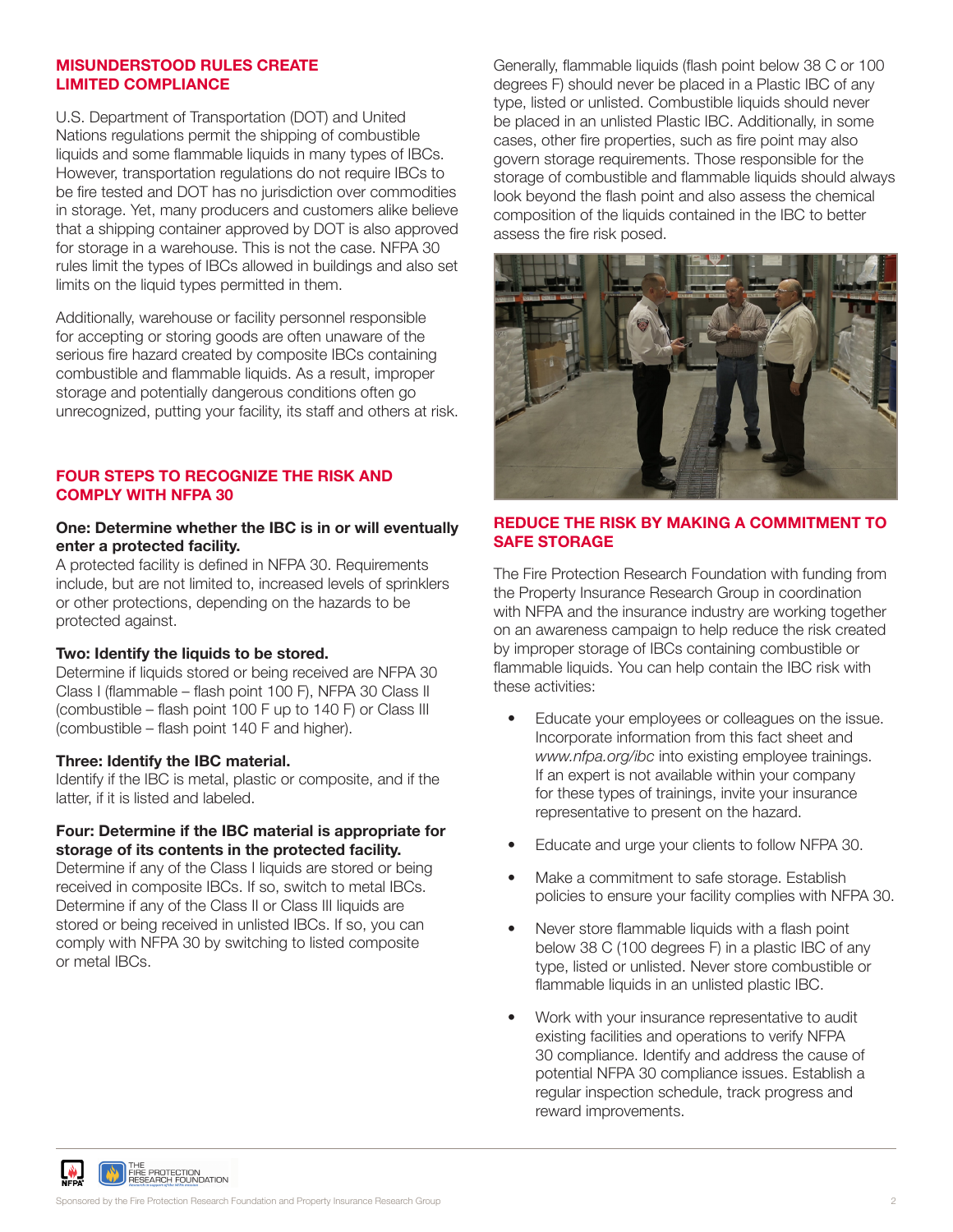## MISUNDERSTOOD RULES CREATE LIMITED COMPLIANCE

U.S. Department of Transportation (DOT) and United Nations regulations permit the shipping of combustible liquids and some flammable liquids in many types of IBCs. However, transportation regulations do not require IBCs to be fire tested and DOT has no jurisdiction over commodities in storage. Yet, many producers and customers alike believe that a shipping container approved by DOT is also approved for storage in a warehouse. This is not the case. NFPA 30 rules limit the types of IBCs allowed in buildings and also set limits on the liquid types permitted in them.

Additionally, warehouse or facility personnel responsible for accepting or storing goods are often unaware of the serious fire hazard created by composite IBCs containing combustible and flammable liquids. As a result, improper storage and potentially dangerous conditions often go unrecognized, putting your facility, its staff and others at risk.

## FOUR STEPS TO RECOGNIZE THE RISK AND COMPLY WITH NFPA 30

**One: Determine whether the IBC is in or will eventually enter a protected facility.**
A protected facility is defined in NFPA 30. Requirements include, but are not limited to, increased levels of sprinklers or other protections, depending on the hazards to be protected against.

**Two: Identify the liquids to be stored.**
Determine if liquids stored or being received are NFPA 30 Class I (flammable – flash point 100 F), NFPA 30 Class II (combustible – flash point 100 F up to 140 F) or Class III (combustible – flash point 140 F and higher).

**Three: Identify the IBC material.**
Identify if the IBC is metal, plastic or composite, and if the latter, if it is listed and labeled.

**Four: Determine if the IBC material is appropriate for storage of its contents in the protected facility.**
Determine if any of the Class I liquids are stored or being received in composite IBCs. If so, switch to metal IBCs. Determine if any of the Class II or Class III liquids are stored or being received in unlisted IBCs. If so, you can comply with NFPA 30 by switching to listed composite or metal IBCs.

Generally, flammable liquids (flash point below 38 C or 100 degrees F) should never be placed in a Plastic IBC of any type, listed or unlisted. Combustible liquids should never be placed in an unlisted Plastic IBC. Additionally, in some cases, other fire properties, such as fire point may also govern storage requirements. Those responsible for the storage of combustible and flammable liquids should always look beyond the flash point and also assess the chemical composition of the liquids contained in the IBC to better assess the fire risk posed.

## REDUCE THE RISK BY MAKING A COMMITMENT TO SAFE STORAGE

The Fire Protection Research Foundation with funding from the Property Insurance Research Group in coordination with NFPA and the insurance industry are working together on an awareness campaign to help reduce the risk created by improper storage of IBCs containing combustible or flammable liquids. You can help contain the IBC risk with these activities:

- Educate your employees or colleagues on the issue. Incorporate information from this fact sheet and *www.nfpa.org/ibc* into existing employee trainings. If an expert is not available within your company for these types of trainings, invite your insurance representative to present on the hazard.
- Educate and urge your clients to follow NFPA 30.
- Make a commitment to safe storage. Establish policies to ensure your facility complies with NFPA 30.
- Never store flammable liquids with a flash point below 38 C (100 degrees F) in a plastic IBC of any type, listed or unlisted. Never store combustible or flammable liquids in an unlisted plastic IBC.
- Work with your insurance representative to audit existing facilities and operations to verify NFPA 30 compliance. Identify and address the cause of potential NFPA 30 compliance issues. Establish a regular inspection schedule, track progress and reward improvements.

Sponsored by the Fire Protection Research Foundation and Property Insurance Research Group